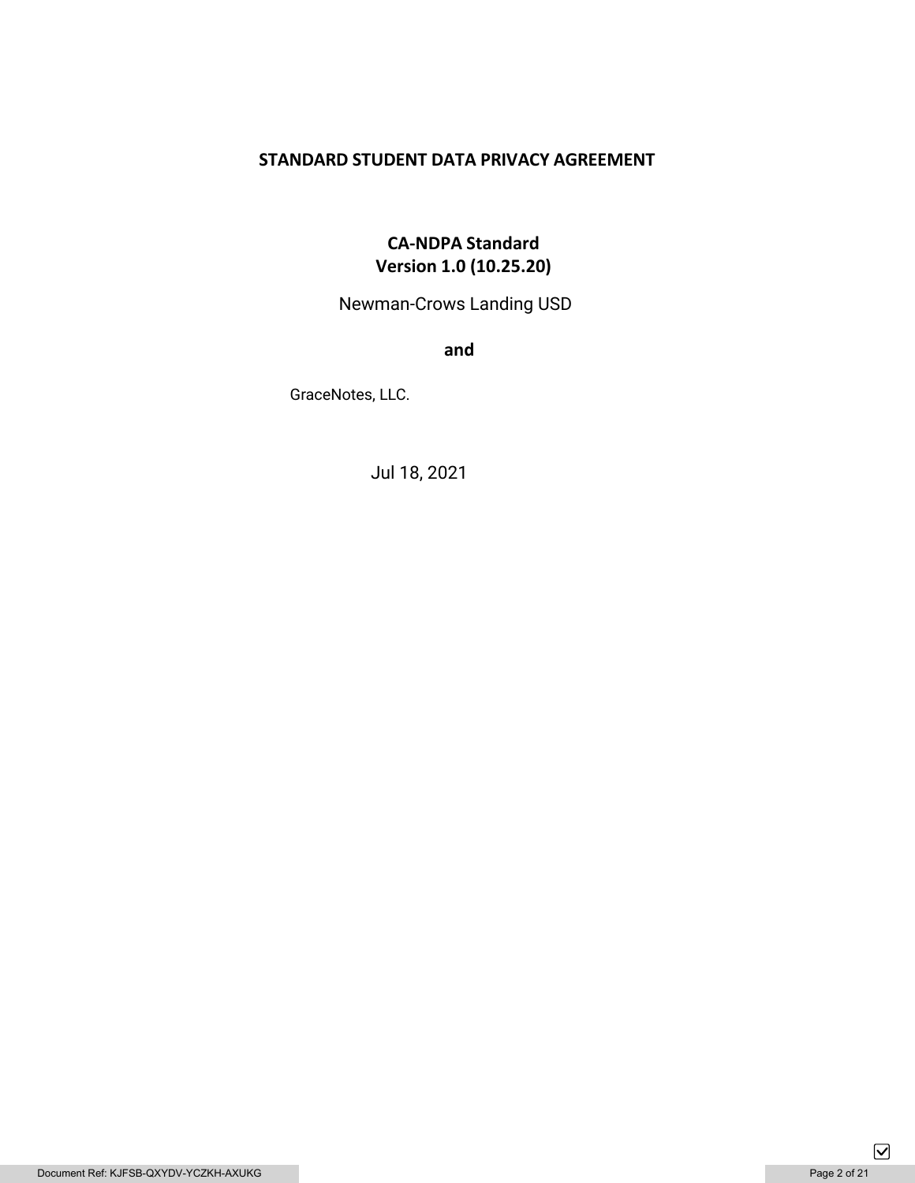# STANDARD STUDENT DATA PRIVACY AGREEMENT

## CA-NDPA Standard
## Version 1.0 (10.25.20)

Newman-Crows Landing USD

**and**

GraceNotes, LLC.

Jul 18, 2021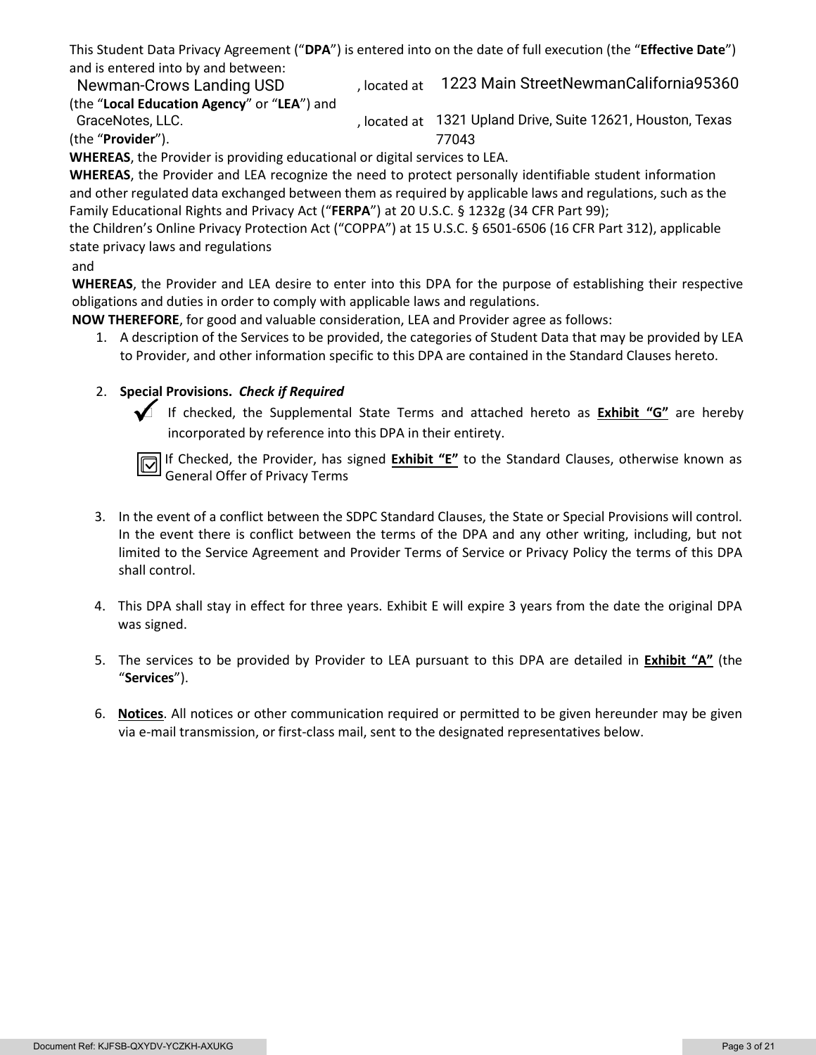This Student Data Privacy Agreement ("**DPA**") is entered into on the date of full execution (the "**Effective Date**") and is entered into by and between:

Newman-Crows Landing USD, located at 1223 Main StreetNewmanCalifornia95360 (the "**Local Education Agency**" or "**LEA**") and GraceNotes, LLC., located at 1321 Upland Drive, Suite 12621, Houston, Texas 77043 (the "**Provider**").

**WHEREAS**, the Provider is providing educational or digital services to LEA.

**WHEREAS**, the Provider and LEA recognize the need to protect personally identifiable student information and other regulated data exchanged between them as required by applicable laws and regulations, such as the Family Educational Rights and Privacy Act ("**FERPA**") at 20 U.S.C. § 1232g (34 CFR Part 99); the Children's Online Privacy Protection Act ("COPPA") at 15 U.S.C. § 6501-6506 (16 CFR Part 312), applicable state privacy laws and regulations and

**WHEREAS**, the Provider and LEA desire to enter into this DPA for the purpose of establishing their respective obligations and duties in order to comply with applicable laws and regulations.

**NOW THEREFORE**, for good and valuable consideration, LEA and Provider agree as follows:

1. A description of the Services to be provided, the categories of Student Data that may be provided by LEA to Provider, and other information specific to this DPA are contained in the Standard Clauses hereto.

2. **Special Provisions.** ***Check if Required***

   ✓ If checked, the Supplemental State Terms and attached hereto as **Exhibit "G"** are hereby incorporated by reference into this DPA in their entirety.

   ☑ If Checked, the Provider, has signed **Exhibit "E"** to the Standard Clauses, otherwise known as General Offer of Privacy Terms

3. In the event of a conflict between the SDPC Standard Clauses, the State or Special Provisions will control. In the event there is conflict between the terms of the DPA and any other writing, including, but not limited to the Service Agreement and Provider Terms of Service or Privacy Policy the terms of this DPA shall control.

4. This DPA shall stay in effect for three years. Exhibit E will expire 3 years from the date the original DPA was signed.

5. The services to be provided by Provider to LEA pursuant to this DPA are detailed in **Exhibit "A"** (the "**Services**").

6. **Notices**. All notices or other communication required or permitted to be given hereunder may be given via e-mail transmission, or first-class mail, sent to the designated representatives below.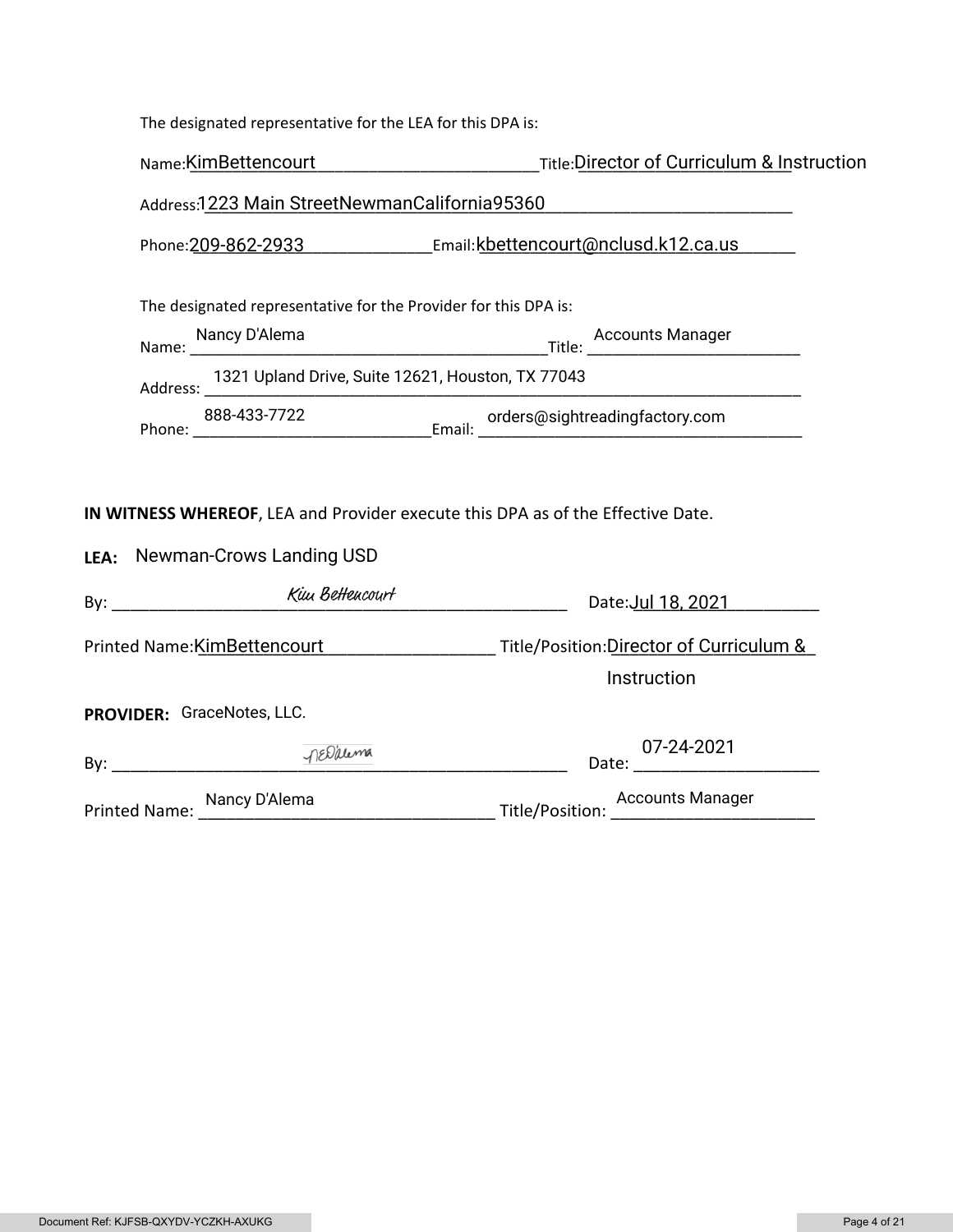The designated representative for the LEA for this DPA is:

Name: KimBettencourt Title: Director of Curriculum & Instruction

Address: 1223 Main StreetNewmanCalifornia95360

Phone: 209-862-2933 Email: kbettencourt@nclusd.k12.ca.us

The designated representative for the Provider for this DPA is:

Name: Nancy D'Alema Title: Accounts Manager

Address: 1321 Upland Drive, Suite 12621, Houston, TX 77043

Phone: 888-433-7722 Email: orders@sightreadingfactory.com

**IN WITNESS WHEREOF**, LEA and Provider execute this DPA as of the Effective Date.

**LEA:** Newman-Crows Landing USD

By: *Kim Bettencourt* Date: Jul 18, 2021

Printed Name: KimBettencourt Title/Position: Director of Curriculum & Instruction

**PROVIDER:** GraceNotes, LLC.

By: *NED'Alema* Date: 07-24-2021

Printed Name: Nancy D'Alema Title/Position: Accounts Manager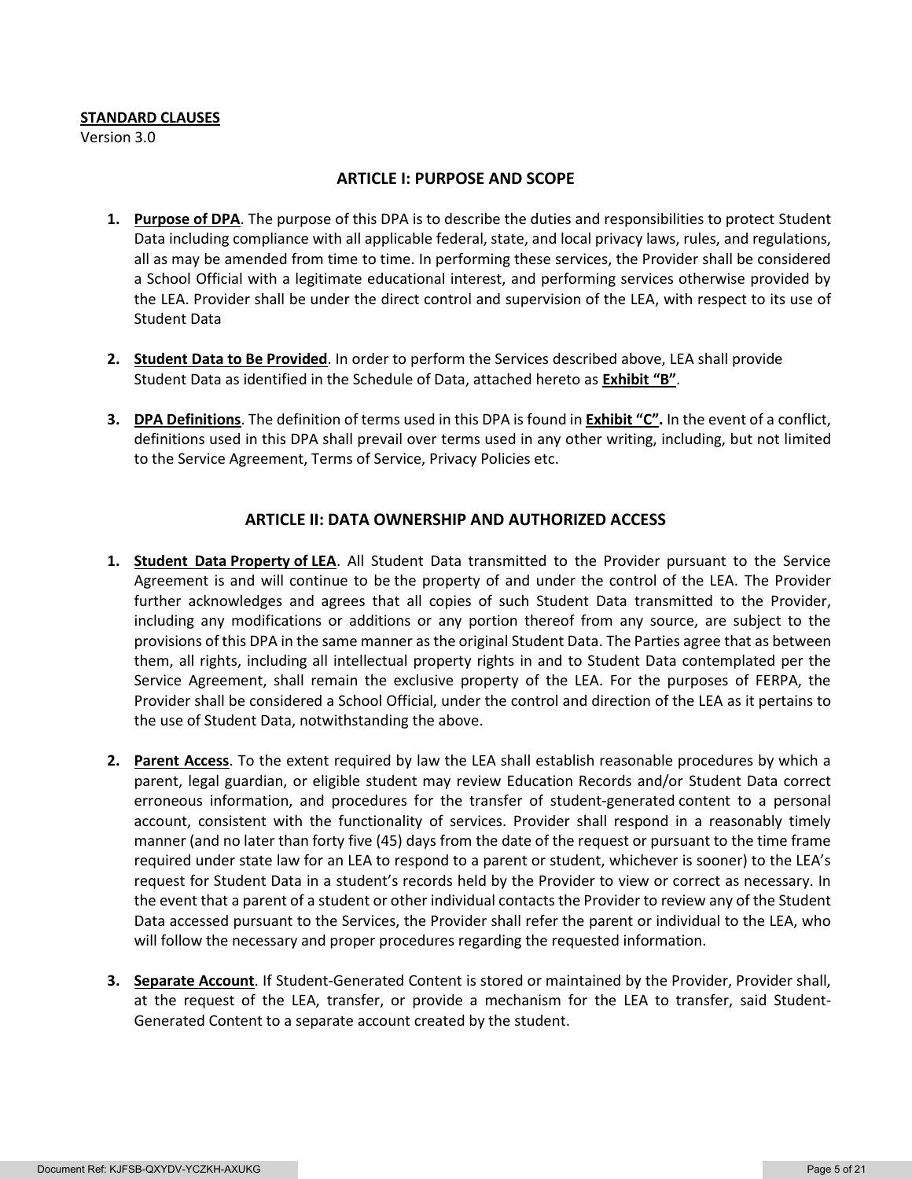**STANDARD CLAUSES**
Version 3.0

## ARTICLE I: PURPOSE AND SCOPE

1. **Purpose of DPA**. The purpose of this DPA is to describe the duties and responsibilities to protect Student Data including compliance with all applicable federal, state, and local privacy laws, rules, and regulations, all as may be amended from time to time. In performing these services, the Provider shall be considered a School Official with a legitimate educational interest, and performing services otherwise provided by the LEA. Provider shall be under the direct control and supervision of the LEA, with respect to its use of Student Data

2. **Student Data to Be Provided**. In order to perform the Services described above, LEA shall provide Student Data as identified in the Schedule of Data, attached hereto as **Exhibit "B"**.

3. **DPA Definitions**. The definition of terms used in this DPA is found in **Exhibit "C".** In the event of a conflict, definitions used in this DPA shall prevail over terms used in any other writing, including, but not limited to the Service Agreement, Terms of Service, Privacy Policies etc.

## ARTICLE II: DATA OWNERSHIP AND AUTHORIZED ACCESS

1. **Student Data Property of LEA**. All Student Data transmitted to the Provider pursuant to the Service Agreement is and will continue to be the property of and under the control of the LEA. The Provider further acknowledges and agrees that all copies of such Student Data transmitted to the Provider, including any modifications or additions or any portion thereof from any source, are subject to the provisions of this DPA in the same manner as the original Student Data. The Parties agree that as between them, all rights, including all intellectual property rights in and to Student Data contemplated per the Service Agreement, shall remain the exclusive property of the LEA. For the purposes of FERPA, the Provider shall be considered a School Official, under the control and direction of the LEA as it pertains to the use of Student Data, notwithstanding the above.

2. **Parent Access**. To the extent required by law the LEA shall establish reasonable procedures by which a parent, legal guardian, or eligible student may review Education Records and/or Student Data correct erroneous information, and procedures for the transfer of student-generated content to a personal account, consistent with the functionality of services. Provider shall respond in a reasonably timely manner (and no later than forty five (45) days from the date of the request or pursuant to the time frame required under state law for an LEA to respond to a parent or student, whichever is sooner) to the LEA's request for Student Data in a student's records held by the Provider to view or correct as necessary. In the event that a parent of a student or other individual contacts the Provider to review any of the Student Data accessed pursuant to the Services, the Provider shall refer the parent or individual to the LEA, who will follow the necessary and proper procedures regarding the requested information.

3. **Separate Account**. If Student-Generated Content is stored or maintained by the Provider, Provider shall, at the request of the LEA, transfer, or provide a mechanism for the LEA to transfer, said Student-Generated Content to a separate account created by the student.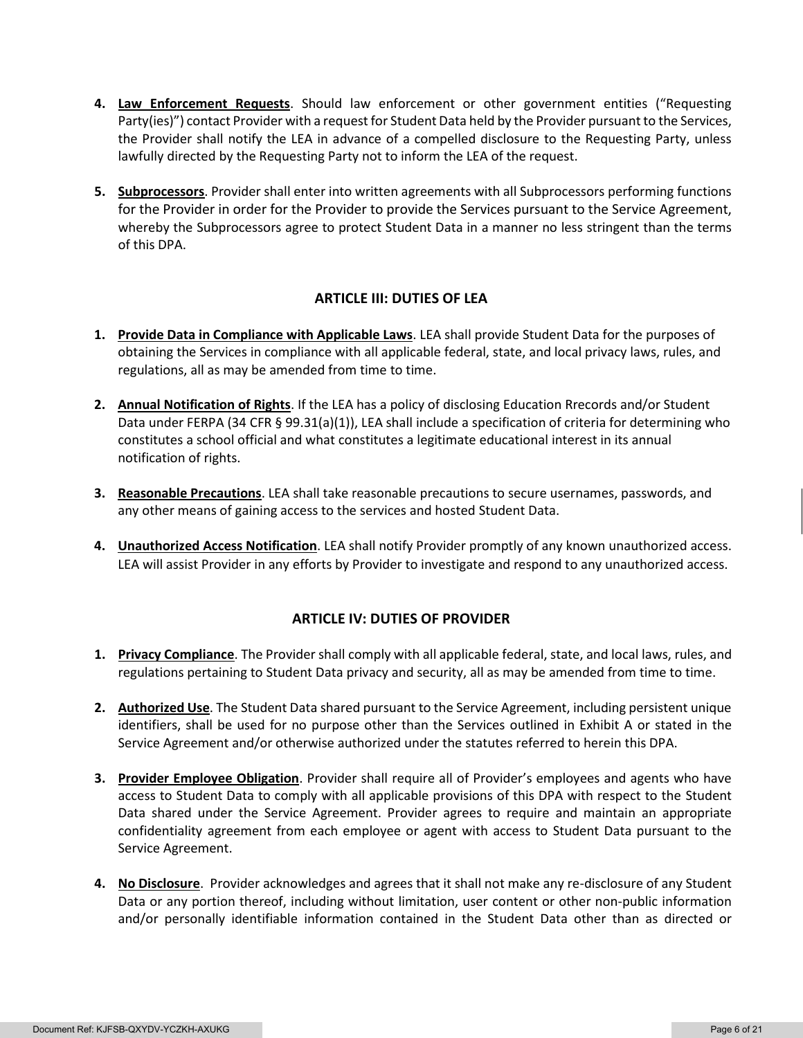4. **Law Enforcement Requests**. Should law enforcement or other government entities ("Requesting Party(ies)") contact Provider with a request for Student Data held by the Provider pursuant to the Services, the Provider shall notify the LEA in advance of a compelled disclosure to the Requesting Party, unless lawfully directed by the Requesting Party not to inform the LEA of the request.

5. **Subprocessors**. Provider shall enter into written agreements with all Subprocessors performing functions for the Provider in order for the Provider to provide the Services pursuant to the Service Agreement, whereby the Subprocessors agree to protect Student Data in a manner no less stringent than the terms of this DPA.

## ARTICLE III: DUTIES OF LEA

1. **Provide Data in Compliance with Applicable Laws**. LEA shall provide Student Data for the purposes of obtaining the Services in compliance with all applicable federal, state, and local privacy laws, rules, and regulations, all as may be amended from time to time.

2. **Annual Notification of Rights**. If the LEA has a policy of disclosing Education Rrecords and/or Student Data under FERPA (34 CFR § 99.31(a)(1)), LEA shall include a specification of criteria for determining who constitutes a school official and what constitutes a legitimate educational interest in its annual notification of rights.

3. **Reasonable Precautions**. LEA shall take reasonable precautions to secure usernames, passwords, and any other means of gaining access to the services and hosted Student Data.

4. **Unauthorized Access Notification**. LEA shall notify Provider promptly of any known unauthorized access. LEA will assist Provider in any efforts by Provider to investigate and respond to any unauthorized access.

## ARTICLE IV: DUTIES OF PROVIDER

1. **Privacy Compliance**. The Provider shall comply with all applicable federal, state, and local laws, rules, and regulations pertaining to Student Data privacy and security, all as may be amended from time to time.

2. **Authorized Use**. The Student Data shared pursuant to the Service Agreement, including persistent unique identifiers, shall be used for no purpose other than the Services outlined in Exhibit A or stated in the Service Agreement and/or otherwise authorized under the statutes referred to herein this DPA.

3. **Provider Employee Obligation**. Provider shall require all of Provider's employees and agents who have access to Student Data to comply with all applicable provisions of this DPA with respect to the Student Data shared under the Service Agreement. Provider agrees to require and maintain an appropriate confidentiality agreement from each employee or agent with access to Student Data pursuant to the Service Agreement.

4. **No Disclosure**. Provider acknowledges and agrees that it shall not make any re-disclosure of any Student Data or any portion thereof, including without limitation, user content or other non-public information and/or personally identifiable information contained in the Student Data other than as directed or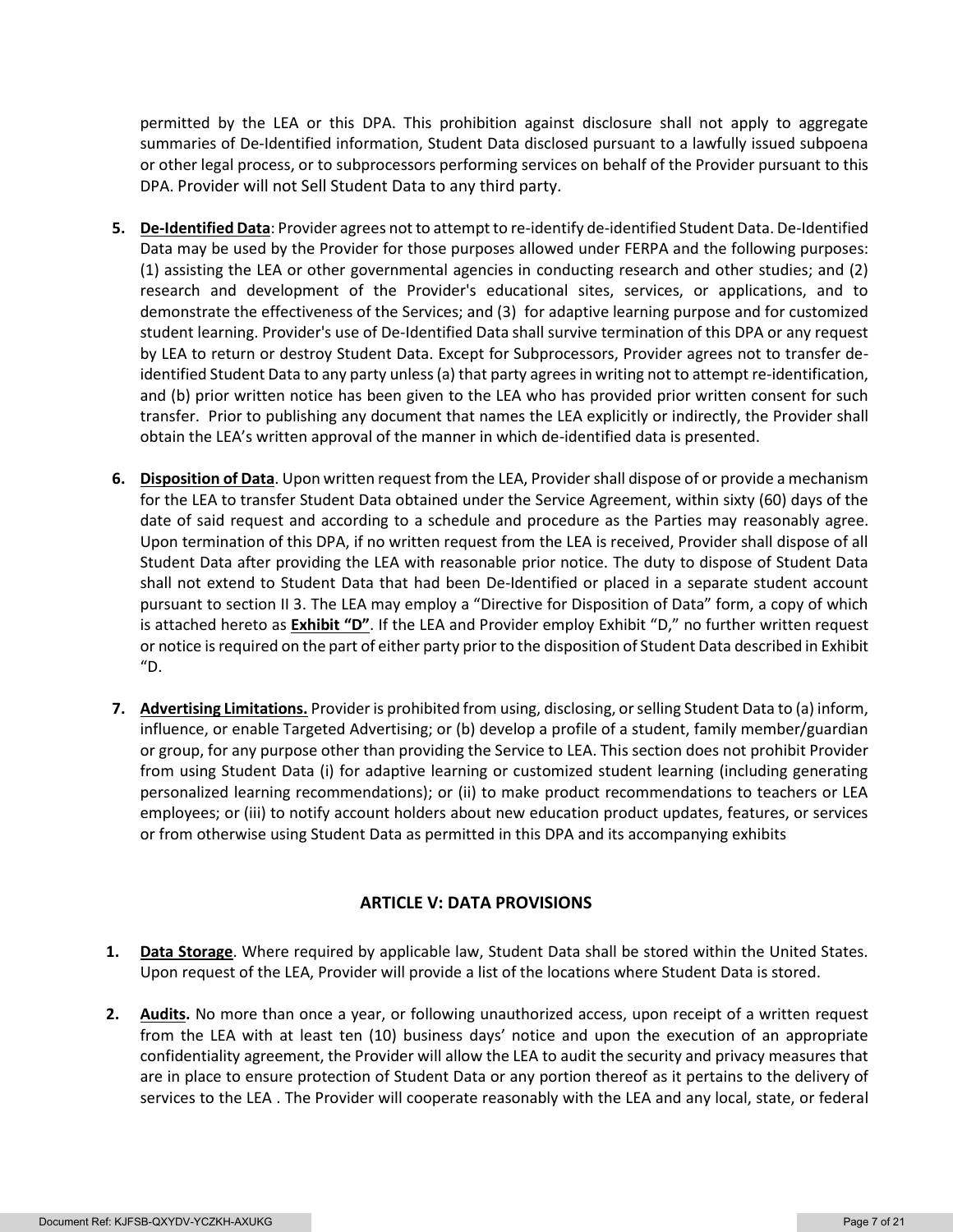permitted by the LEA or this DPA. This prohibition against disclosure shall not apply to aggregate summaries of De-Identified information, Student Data disclosed pursuant to a lawfully issued subpoena or other legal process, or to subprocessors performing services on behalf of the Provider pursuant to this DPA. Provider will not Sell Student Data to any third party.

5. **De-Identified Data**: Provider agrees not to attempt to re-identify de-identified Student Data. De-Identified Data may be used by the Provider for those purposes allowed under FERPA and the following purposes: (1) assisting the LEA or other governmental agencies in conducting research and other studies; and (2) research and development of the Provider's educational sites, services, or applications, and to demonstrate the effectiveness of the Services; and (3) for adaptive learning purpose and for customized student learning. Provider's use of De-Identified Data shall survive termination of this DPA or any request by LEA to return or destroy Student Data. Except for Subprocessors, Provider agrees not to transfer de-identified Student Data to any party unless (a) that party agrees in writing not to attempt re-identification, and (b) prior written notice has been given to the LEA who has provided prior written consent for such transfer. Prior to publishing any document that names the LEA explicitly or indirectly, the Provider shall obtain the LEA's written approval of the manner in which de-identified data is presented.

6. **Disposition of Data**. Upon written request from the LEA, Provider shall dispose of or provide a mechanism for the LEA to transfer Student Data obtained under the Service Agreement, within sixty (60) days of the date of said request and according to a schedule and procedure as the Parties may reasonably agree. Upon termination of this DPA, if no written request from the LEA is received, Provider shall dispose of all Student Data after providing the LEA with reasonable prior notice. The duty to dispose of Student Data shall not extend to Student Data that had been De-Identified or placed in a separate student account pursuant to section II 3. The LEA may employ a "Directive for Disposition of Data" form, a copy of which is attached hereto as **Exhibit "D"**. If the LEA and Provider employ Exhibit "D," no further written request or notice is required on the part of either party prior to the disposition of Student Data described in Exhibit "D.

7. **Advertising Limitations.** Provider is prohibited from using, disclosing, or selling Student Data to (a) inform, influence, or enable Targeted Advertising; or (b) develop a profile of a student, family member/guardian or group, for any purpose other than providing the Service to LEA. This section does not prohibit Provider from using Student Data (i) for adaptive learning or customized student learning (including generating personalized learning recommendations); or (ii) to make product recommendations to teachers or LEA employees; or (iii) to notify account holders about new education product updates, features, or services or from otherwise using Student Data as permitted in this DPA and its accompanying exhibits

## ARTICLE V: DATA PROVISIONS

1. **Data Storage**. Where required by applicable law, Student Data shall be stored within the United States. Upon request of the LEA, Provider will provide a list of the locations where Student Data is stored.

2. **Audits.** No more than once a year, or following unauthorized access, upon receipt of a written request from the LEA with at least ten (10) business days' notice and upon the execution of an appropriate confidentiality agreement, the Provider will allow the LEA to audit the security and privacy measures that are in place to ensure protection of Student Data or any portion thereof as it pertains to the delivery of services to the LEA . The Provider will cooperate reasonably with the LEA and any local, state, or federal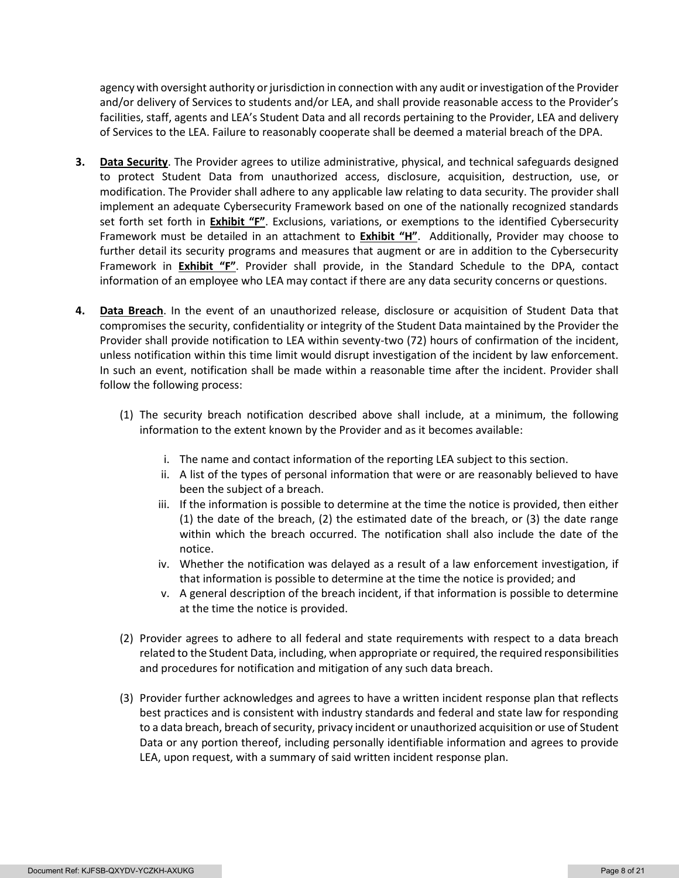agency with oversight authority or jurisdiction in connection with any audit or investigation of the Provider and/or delivery of Services to students and/or LEA, and shall provide reasonable access to the Provider's facilities, staff, agents and LEA's Student Data and all records pertaining to the Provider, LEA and delivery of Services to the LEA. Failure to reasonably cooperate shall be deemed a material breach of the DPA.

**3.** **Data Security**. The Provider agrees to utilize administrative, physical, and technical safeguards designed to protect Student Data from unauthorized access, disclosure, acquisition, destruction, use, or modification. The Provider shall adhere to any applicable law relating to data security. The provider shall implement an adequate Cybersecurity Framework based on one of the nationally recognized standards set forth set forth in **Exhibit "F"**. Exclusions, variations, or exemptions to the identified Cybersecurity Framework must be detailed in an attachment to **Exhibit "H"**. Additionally, Provider may choose to further detail its security programs and measures that augment or are in addition to the Cybersecurity Framework in **Exhibit "F"**. Provider shall provide, in the Standard Schedule to the DPA, contact information of an employee who LEA may contact if there are any data security concerns or questions.

**4.** **Data Breach**. In the event of an unauthorized release, disclosure or acquisition of Student Data that compromises the security, confidentiality or integrity of the Student Data maintained by the Provider the Provider shall provide notification to LEA within seventy-two (72) hours of confirmation of the incident, unless notification within this time limit would disrupt investigation of the incident by law enforcement. In such an event, notification shall be made within a reasonable time after the incident. Provider shall follow the following process:

(1) The security breach notification described above shall include, at a minimum, the following information to the extent known by the Provider and as it becomes available:

i. The name and contact information of the reporting LEA subject to this section.

ii. A list of the types of personal information that were or are reasonably believed to have been the subject of a breach.

iii. If the information is possible to determine at the time the notice is provided, then either (1) the date of the breach, (2) the estimated date of the breach, or (3) the date range within which the breach occurred. The notification shall also include the date of the notice.

iv. Whether the notification was delayed as a result of a law enforcement investigation, if that information is possible to determine at the time the notice is provided; and

v. A general description of the breach incident, if that information is possible to determine at the time the notice is provided.

(2) Provider agrees to adhere to all federal and state requirements with respect to a data breach related to the Student Data, including, when appropriate or required, the required responsibilities and procedures for notification and mitigation of any such data breach.

(3) Provider further acknowledges and agrees to have a written incident response plan that reflects best practices and is consistent with industry standards and federal and state law for responding to a data breach, breach of security, privacy incident or unauthorized acquisition or use of Student Data or any portion thereof, including personally identifiable information and agrees to provide LEA, upon request, with a summary of said written incident response plan.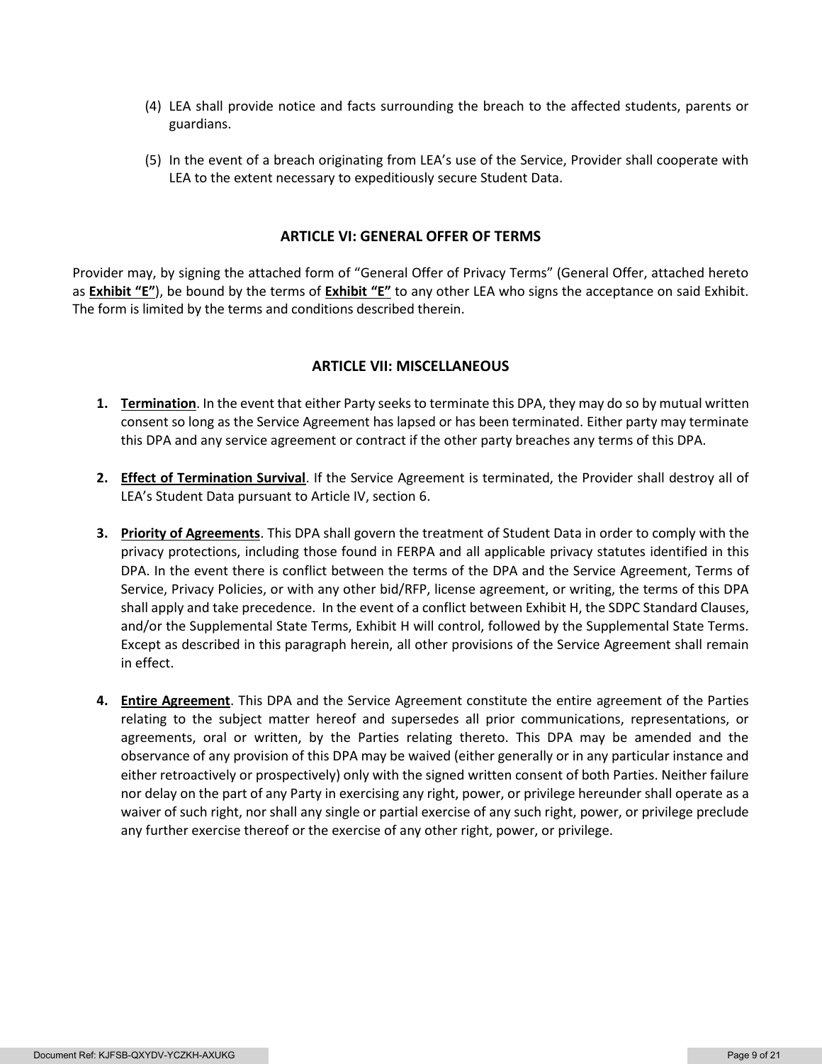(4) LEA shall provide notice and facts surrounding the breach to the affected students, parents or guardians.

(5) In the event of a breach originating from LEA's use of the Service, Provider shall cooperate with LEA to the extent necessary to expeditiously secure Student Data.

## ARTICLE VI: GENERAL OFFER OF TERMS

Provider may, by signing the attached form of "General Offer of Privacy Terms" (General Offer, attached hereto as **Exhibit "E"**), be bound by the terms of **Exhibit "E"** to any other LEA who signs the acceptance on said Exhibit. The form is limited by the terms and conditions described therein.

## ARTICLE VII: MISCELLANEOUS

1. **Termination**. In the event that either Party seeks to terminate this DPA, they may do so by mutual written consent so long as the Service Agreement has lapsed or has been terminated. Either party may terminate this DPA and any service agreement or contract if the other party breaches any terms of this DPA.

2. **Effect of Termination Survival**. If the Service Agreement is terminated, the Provider shall destroy all of LEA's Student Data pursuant to Article IV, section 6.

3. **Priority of Agreements**. This DPA shall govern the treatment of Student Data in order to comply with the privacy protections, including those found in FERPA and all applicable privacy statutes identified in this DPA. In the event there is conflict between the terms of the DPA and the Service Agreement, Terms of Service, Privacy Policies, or with any other bid/RFP, license agreement, or writing, the terms of this DPA shall apply and take precedence. In the event of a conflict between Exhibit H, the SDPC Standard Clauses, and/or the Supplemental State Terms, Exhibit H will control, followed by the Supplemental State Terms. Except as described in this paragraph herein, all other provisions of the Service Agreement shall remain in effect.

4. **Entire Agreement**. This DPA and the Service Agreement constitute the entire agreement of the Parties relating to the subject matter hereof and supersedes all prior communications, representations, or agreements, oral or written, by the Parties relating thereto. This DPA may be amended and the observance of any provision of this DPA may be waived (either generally or in any particular instance and either retroactively or prospectively) only with the signed written consent of both Parties. Neither failure nor delay on the part of any Party in exercising any right, power, or privilege hereunder shall operate as a waiver of such right, nor shall any single or partial exercise of any such right, power, or privilege preclude any further exercise thereof or the exercise of any other right, power, or privilege.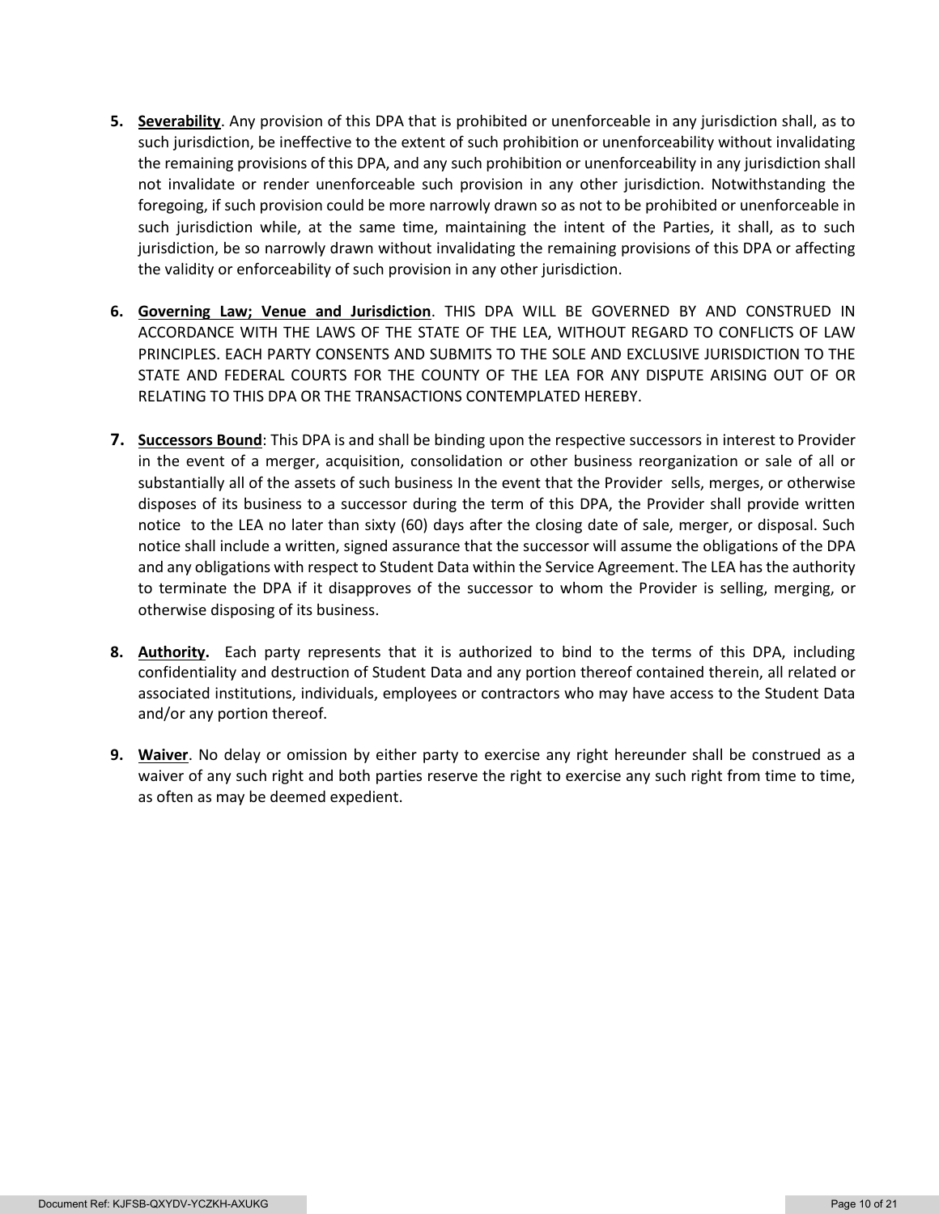5. **Severability**. Any provision of this DPA that is prohibited or unenforceable in any jurisdiction shall, as to such jurisdiction, be ineffective to the extent of such prohibition or unenforceability without invalidating the remaining provisions of this DPA, and any such prohibition or unenforceability in any jurisdiction shall not invalidate or render unenforceable such provision in any other jurisdiction. Notwithstanding the foregoing, if such provision could be more narrowly drawn so as not to be prohibited or unenforceable in such jurisdiction while, at the same time, maintaining the intent of the Parties, it shall, as to such jurisdiction, be so narrowly drawn without invalidating the remaining provisions of this DPA or affecting the validity or enforceability of such provision in any other jurisdiction.

6. **Governing Law; Venue and Jurisdiction**. THIS DPA WILL BE GOVERNED BY AND CONSTRUED IN ACCORDANCE WITH THE LAWS OF THE STATE OF THE LEA, WITHOUT REGARD TO CONFLICTS OF LAW PRINCIPLES. EACH PARTY CONSENTS AND SUBMITS TO THE SOLE AND EXCLUSIVE JURISDICTION TO THE STATE AND FEDERAL COURTS FOR THE COUNTY OF THE LEA FOR ANY DISPUTE ARISING OUT OF OR RELATING TO THIS DPA OR THE TRANSACTIONS CONTEMPLATED HEREBY.

7. **Successors Bound**: This DPA is and shall be binding upon the respective successors in interest to Provider in the event of a merger, acquisition, consolidation or other business reorganization or sale of all or substantially all of the assets of such business In the event that the Provider sells, merges, or otherwise disposes of its business to a successor during the term of this DPA, the Provider shall provide written notice to the LEA no later than sixty (60) days after the closing date of sale, merger, or disposal. Such notice shall include a written, signed assurance that the successor will assume the obligations of the DPA and any obligations with respect to Student Data within the Service Agreement. The LEA has the authority to terminate the DPA if it disapproves of the successor to whom the Provider is selling, merging, or otherwise disposing of its business.

8. **Authority.** Each party represents that it is authorized to bind to the terms of this DPA, including confidentiality and destruction of Student Data and any portion thereof contained therein, all related or associated institutions, individuals, employees or contractors who may have access to the Student Data and/or any portion thereof.

9. **Waiver**. No delay or omission by either party to exercise any right hereunder shall be construed as a waiver of any such right and both parties reserve the right to exercise any such right from time to time, as often as may be deemed expedient.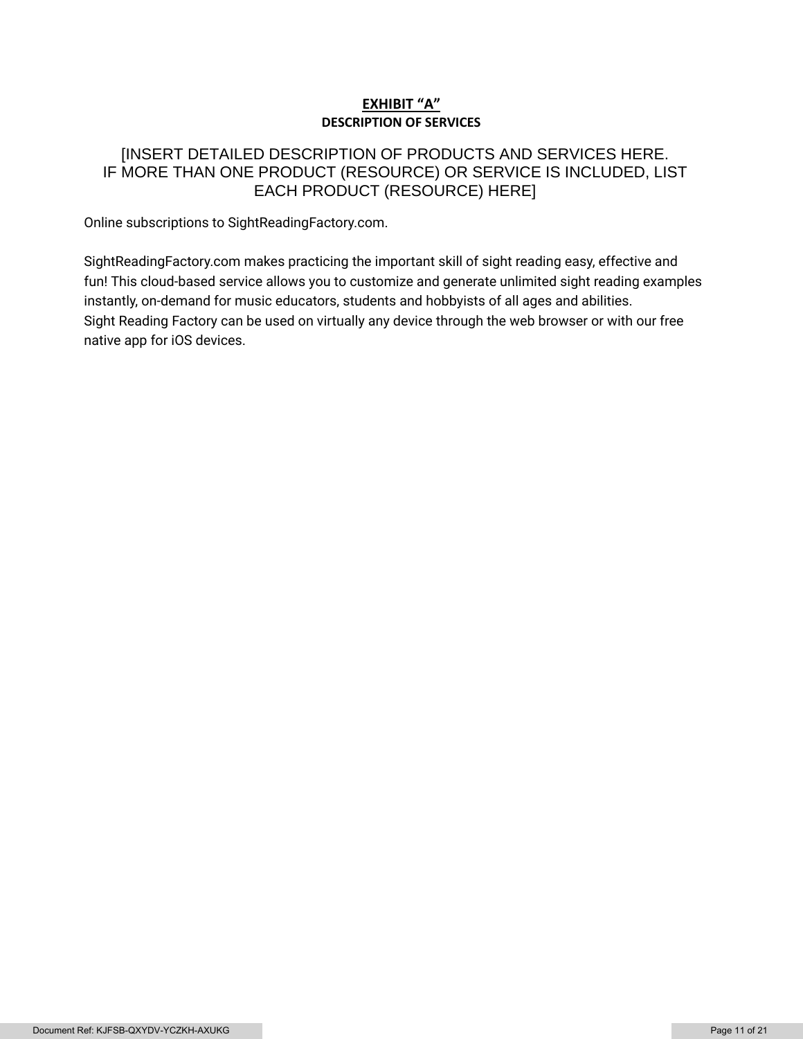# EXHIBIT "A"

## DESCRIPTION OF SERVICES

[INSERT DETAILED DESCRIPTION OF PRODUCTS AND SERVICES HERE. IF MORE THAN ONE PRODUCT (RESOURCE) OR SERVICE IS INCLUDED, LIST EACH PRODUCT (RESOURCE) HERE]

Online subscriptions to SightReadingFactory.com.

SightReadingFactory.com makes practicing the important skill of sight reading easy, effective and fun! This cloud-based service allows you to customize and generate unlimited sight reading examples instantly, on-demand for music educators, students and hobbyists of all ages and abilities.
Sight Reading Factory can be used on virtually any device through the web browser or with our free native app for iOS devices.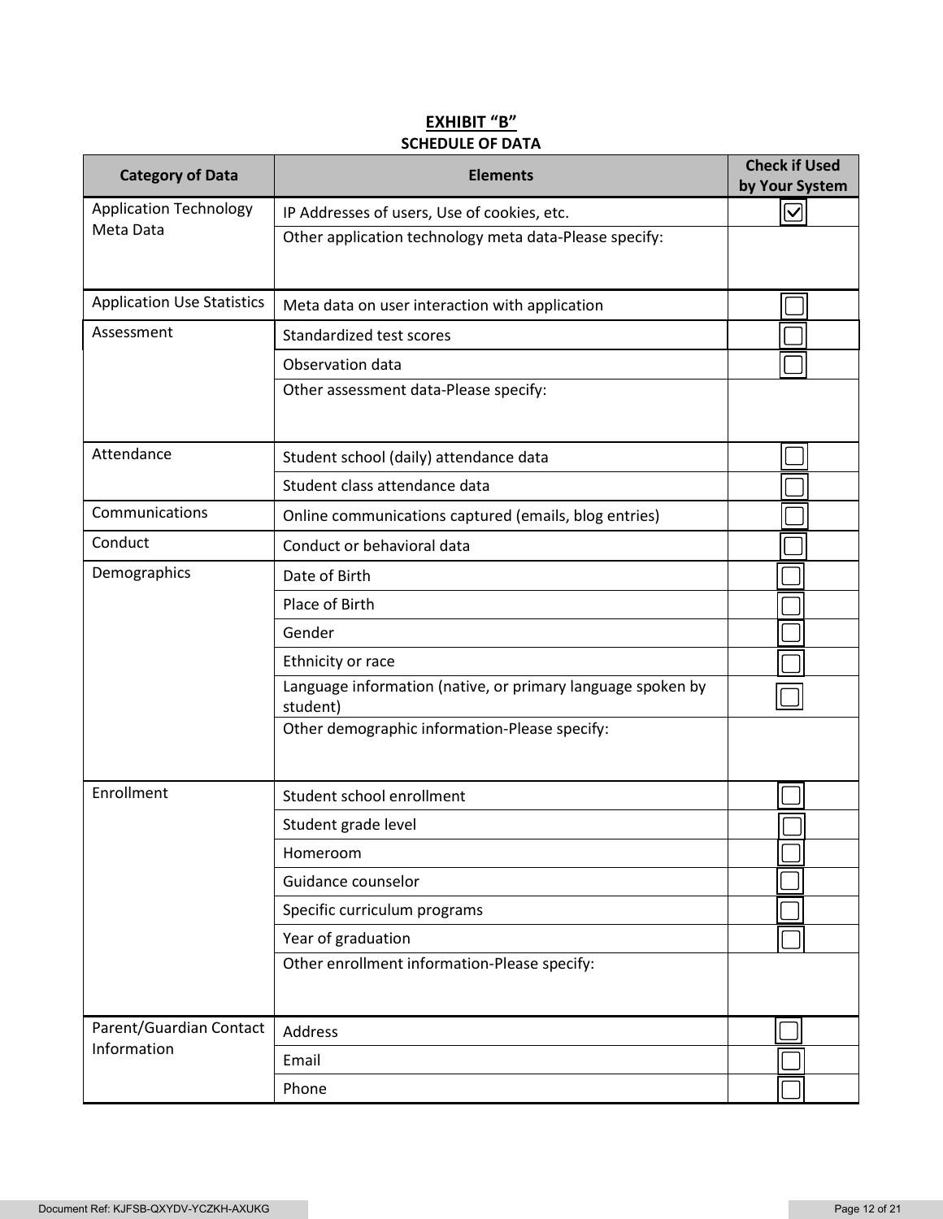**EXHIBIT "B"**

**SCHEDULE OF DATA**

| Category of Data | Elements | Check if Used by Your System |
|---|---|---|
| Application Technology Meta Data | IP Addresses of users, Use of cookies, etc. | ☑ |
| | Other application technology meta data-Please specify: | |
| Application Use Statistics | Meta data on user interaction with application | ☐ |
| Assessment | Standardized test scores | ☐ |
| | Observation data | ☐ |
| | Other assessment data-Please specify: | |
| Attendance | Student school (daily) attendance data | ☐ |
| | Student class attendance data | ☐ |
| Communications | Online communications captured (emails, blog entries) | ☐ |
| Conduct | Conduct or behavioral data | ☐ |
| Demographics | Date of Birth | ☐ |
| | Place of Birth | ☐ |
| | Gender | ☐ |
| | Ethnicity or race | ☐ |
| | Language information (native, or primary language spoken by student) | ☐ |
| | Other demographic information-Please specify: | |
| Enrollment | Student school enrollment | ☐ |
| | Student grade level | ☐ |
| | Homeroom | ☐ |
| | Guidance counselor | ☐ |
| | Specific curriculum programs | ☐ |
| | Year of graduation | ☐ |
| | Other enrollment information-Please specify: | |
| Parent/Guardian Contact Information | Address | ☐ |
| | Email | ☐ |
| | Phone | ☐ |

Document Ref: KJFSB-QXYDV-YCZKH-AXUKG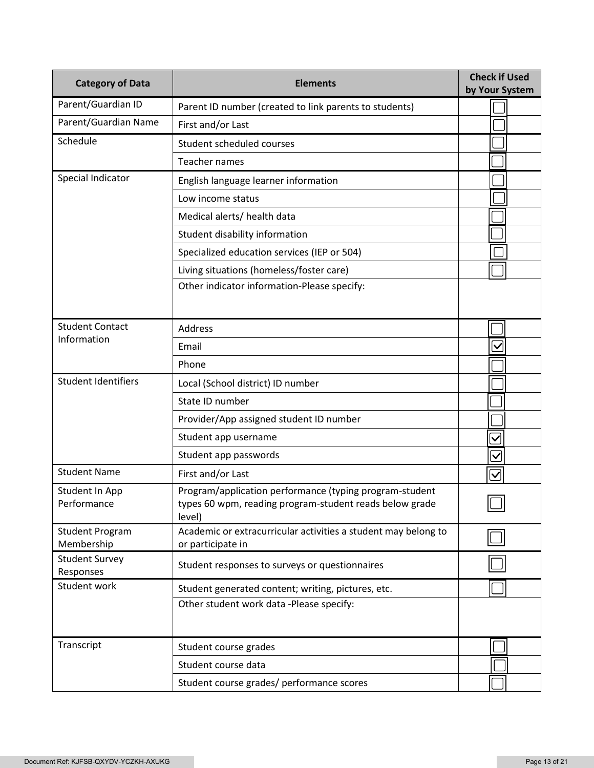| Category of Data | Elements | Check if Used by Your System |
|---|---|---|
| Parent/Guardian ID | Parent ID number (created to link parents to students) | ☐ |
| Parent/Guardian Name | First and/or Last | ☐ |
| Schedule | Student scheduled courses | ☐ |
| | Teacher names | ☐ |
| Special Indicator | English language learner information | ☐ |
| | Low income status | ☐ |
| | Medical alerts/ health data | ☐ |
| | Student disability information | ☐ |
| | Specialized education services (IEP or 504) | ☐ |
| | Living situations (homeless/foster care) | ☐ |
| | Other indicator information-Please specify: | |
| Student Contact Information | Address | ☐ |
| | Email | ☑ |
| | Phone | ☐ |
| Student Identifiers | Local (School district) ID number | ☐ |
| | State ID number | ☐ |
| | Provider/App assigned student ID number | ☐ |
| | Student app username | ☑ |
| | Student app passwords | ☑ |
| Student Name | First and/or Last | ☑ |
| Student In App Performance | Program/application performance (typing program-student types 60 wpm, reading program-student reads below grade level) | ☐ |
| Student Program Membership | Academic or extracurricular activities a student may belong to or participate in | ☐ |
| Student Survey Responses | Student responses to surveys or questionnaires | ☐ |
| Student work | Student generated content; writing, pictures, etc. | ☐ |
| | Other student work data -Please specify: | |
| Transcript | Student course grades | ☐ |
| | Student course data | ☐ |
| | Student course grades/ performance scores | ☐ |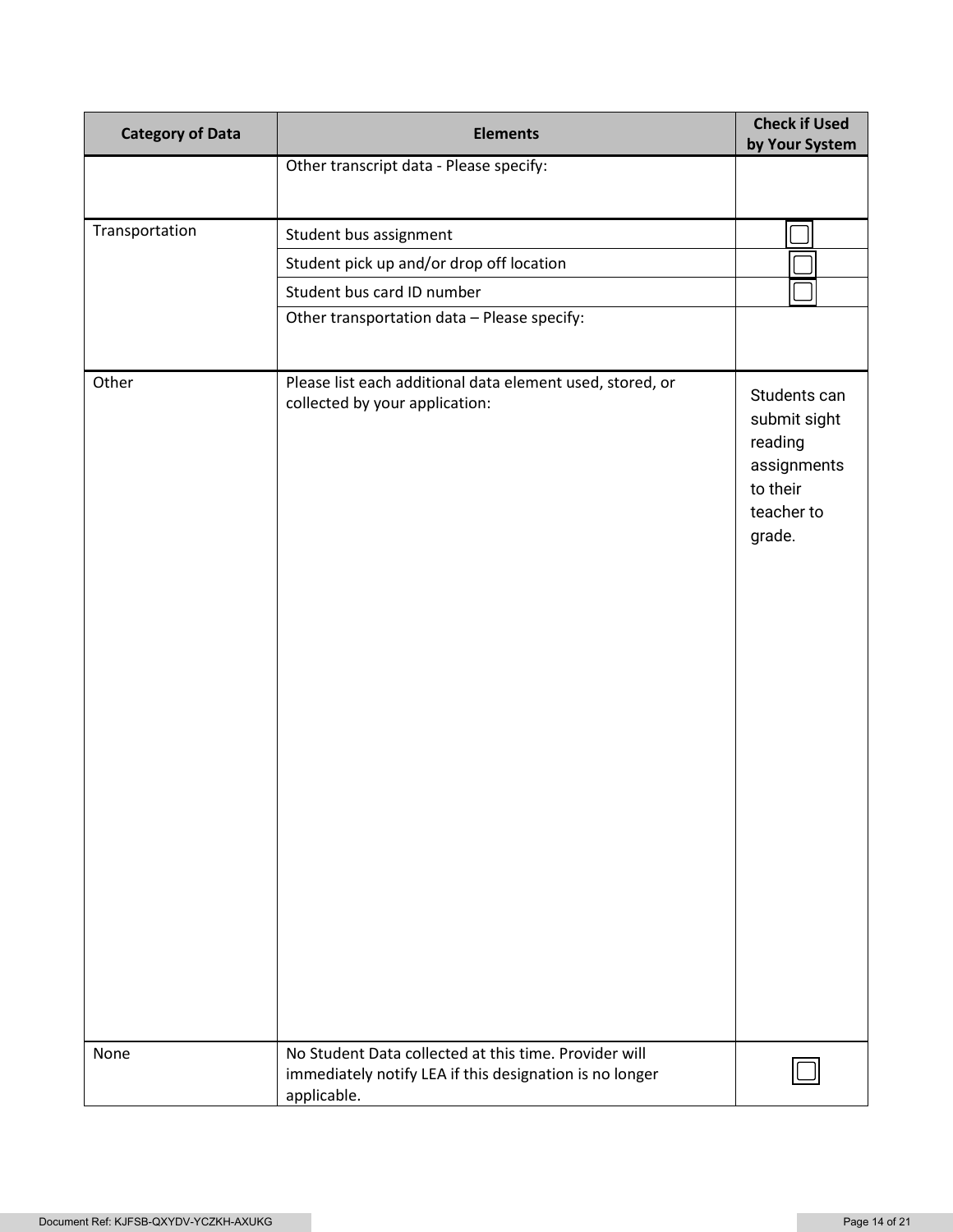| Category of Data | Elements | Check if Used by Your System |
| --- | --- | --- |
| | Other transcript data - Please specify: | |
| Transportation | Student bus assignment | ☐ |
| | Student pick up and/or drop off location | ☐ |
| | Student bus card ID number | ☐ |
| | Other transportation data – Please specify: | |
| Other | Please list each additional data element used, stored, or collected by your application: | Students can submit sight reading assignments to their teacher to grade. |
| None | No Student Data collected at this time. Provider will immediately notify LEA if this designation is no longer applicable. | ☐ |

Document Ref: KJFSB-QXYDV-YCZKH-AXUKG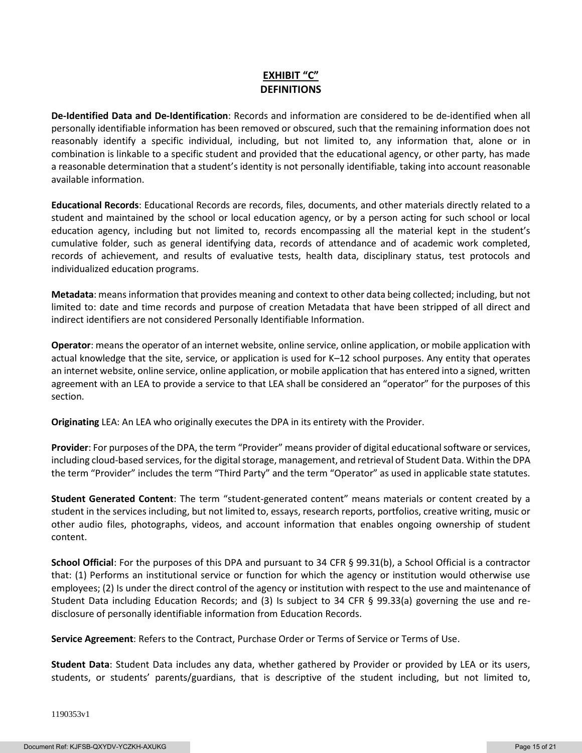## EXHIBIT "C"
## DEFINITIONS

**De-Identified Data and De-Identification**: Records and information are considered to be de-identified when all personally identifiable information has been removed or obscured, such that the remaining information does not reasonably identify a specific individual, including, but not limited to, any information that, alone or in combination is linkable to a specific student and provided that the educational agency, or other party, has made a reasonable determination that a student's identity is not personally identifiable, taking into account reasonable available information.

**Educational Records**: Educational Records are records, files, documents, and other materials directly related to a student and maintained by the school or local education agency, or by a person acting for such school or local education agency, including but not limited to, records encompassing all the material kept in the student's cumulative folder, such as general identifying data, records of attendance and of academic work completed, records of achievement, and results of evaluative tests, health data, disciplinary status, test protocols and individualized education programs.

**Metadata**: means information that provides meaning and context to other data being collected; including, but not limited to: date and time records and purpose of creation Metadata that have been stripped of all direct and indirect identifiers are not considered Personally Identifiable Information.

**Operator**: means the operator of an internet website, online service, online application, or mobile application with actual knowledge that the site, service, or application is used for K–12 school purposes. Any entity that operates an internet website, online service, online application, or mobile application that has entered into a signed, written agreement with an LEA to provide a service to that LEA shall be considered an "operator" for the purposes of this section.

**Originating** LEA: An LEA who originally executes the DPA in its entirety with the Provider.

**Provider**: For purposes of the DPA, the term "Provider" means provider of digital educational software or services, including cloud-based services, for the digital storage, management, and retrieval of Student Data. Within the DPA the term "Provider" includes the term "Third Party" and the term "Operator" as used in applicable state statutes.

**Student Generated Content**: The term "student-generated content" means materials or content created by a student in the services including, but not limited to, essays, research reports, portfolios, creative writing, music or other audio files, photographs, videos, and account information that enables ongoing ownership of student content.

**School Official**: For the purposes of this DPA and pursuant to 34 CFR § 99.31(b), a School Official is a contractor that: (1) Performs an institutional service or function for which the agency or institution would otherwise use employees; (2) Is under the direct control of the agency or institution with respect to the use and maintenance of Student Data including Education Records; and (3) Is subject to 34 CFR § 99.33(a) governing the use and re-disclosure of personally identifiable information from Education Records.

**Service Agreement**: Refers to the Contract, Purchase Order or Terms of Service or Terms of Use.

**Student Data**: Student Data includes any data, whether gathered by Provider or provided by LEA or its users, students, or students' parents/guardians, that is descriptive of the student including, but not limited to,

1190353v1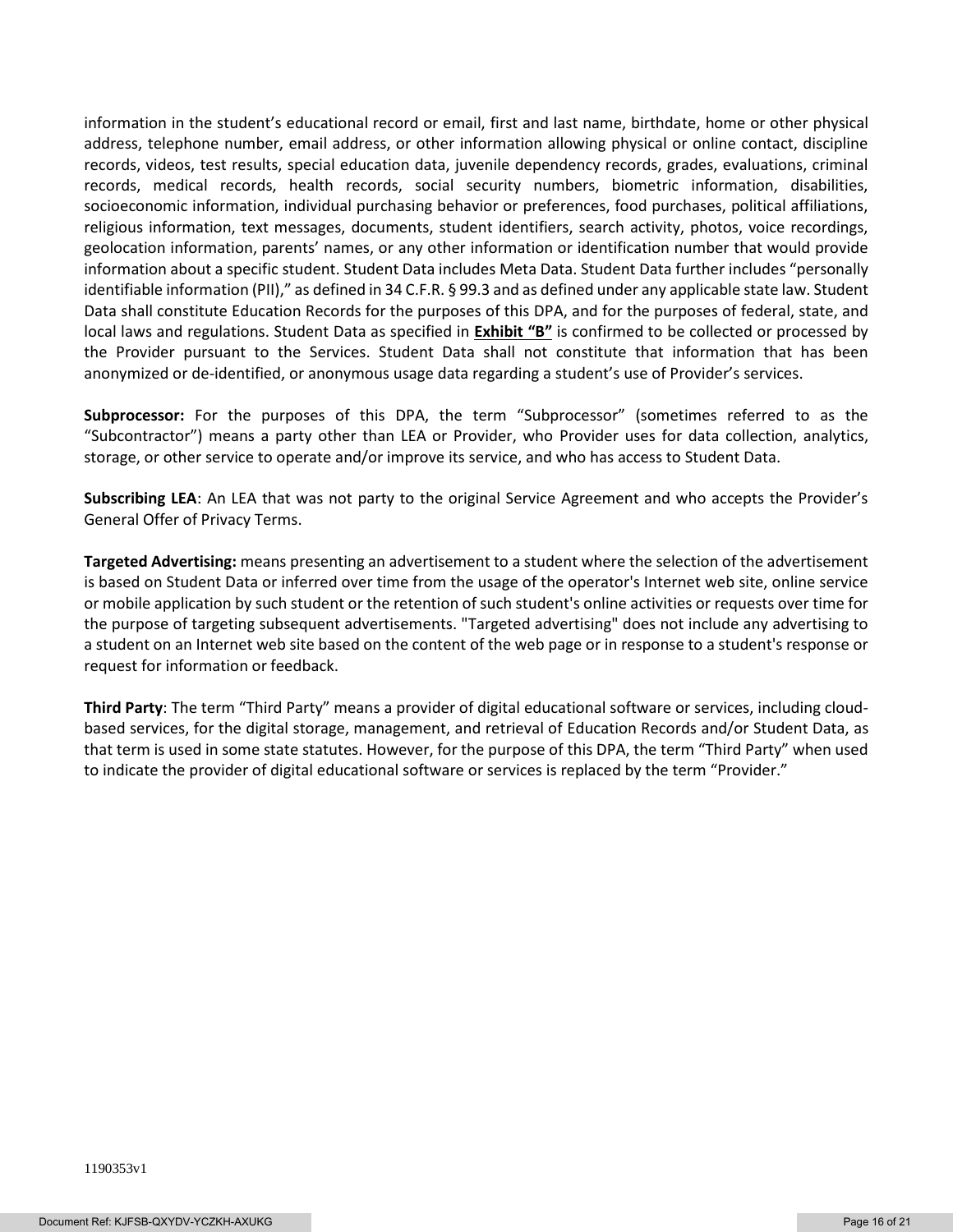information in the student's educational record or email, first and last name, birthdate, home or other physical address, telephone number, email address, or other information allowing physical or online contact, discipline records, videos, test results, special education data, juvenile dependency records, grades, evaluations, criminal records, medical records, health records, social security numbers, biometric information, disabilities, socioeconomic information, individual purchasing behavior or preferences, food purchases, political affiliations, religious information, text messages, documents, student identifiers, search activity, photos, voice recordings, geolocation information, parents' names, or any other information or identification number that would provide information about a specific student. Student Data includes Meta Data. Student Data further includes "personally identifiable information (PII)," as defined in 34 C.F.R. § 99.3 and as defined under any applicable state law. Student Data shall constitute Education Records for the purposes of this DPA, and for the purposes of federal, state, and local laws and regulations. Student Data as specified in **Exhibit "B"** is confirmed to be collected or processed by the Provider pursuant to the Services. Student Data shall not constitute that information that has been anonymized or de-identified, or anonymous usage data regarding a student's use of Provider's services.

**Subprocessor:** For the purposes of this DPA, the term "Subprocessor" (sometimes referred to as the "Subcontractor") means a party other than LEA or Provider, who Provider uses for data collection, analytics, storage, or other service to operate and/or improve its service, and who has access to Student Data.

**Subscribing LEA**: An LEA that was not party to the original Service Agreement and who accepts the Provider's General Offer of Privacy Terms.

**Targeted Advertising:** means presenting an advertisement to a student where the selection of the advertisement is based on Student Data or inferred over time from the usage of the operator's Internet web site, online service or mobile application by such student or the retention of such student's online activities or requests over time for the purpose of targeting subsequent advertisements. "Targeted advertising" does not include any advertising to a student on an Internet web site based on the content of the web page or in response to a student's response or request for information or feedback.

**Third Party**: The term "Third Party" means a provider of digital educational software or services, including cloud-based services, for the digital storage, management, and retrieval of Education Records and/or Student Data, as that term is used in some state statutes. However, for the purpose of this DPA, the term "Third Party" when used to indicate the provider of digital educational software or services is replaced by the term "Provider."

1190353v1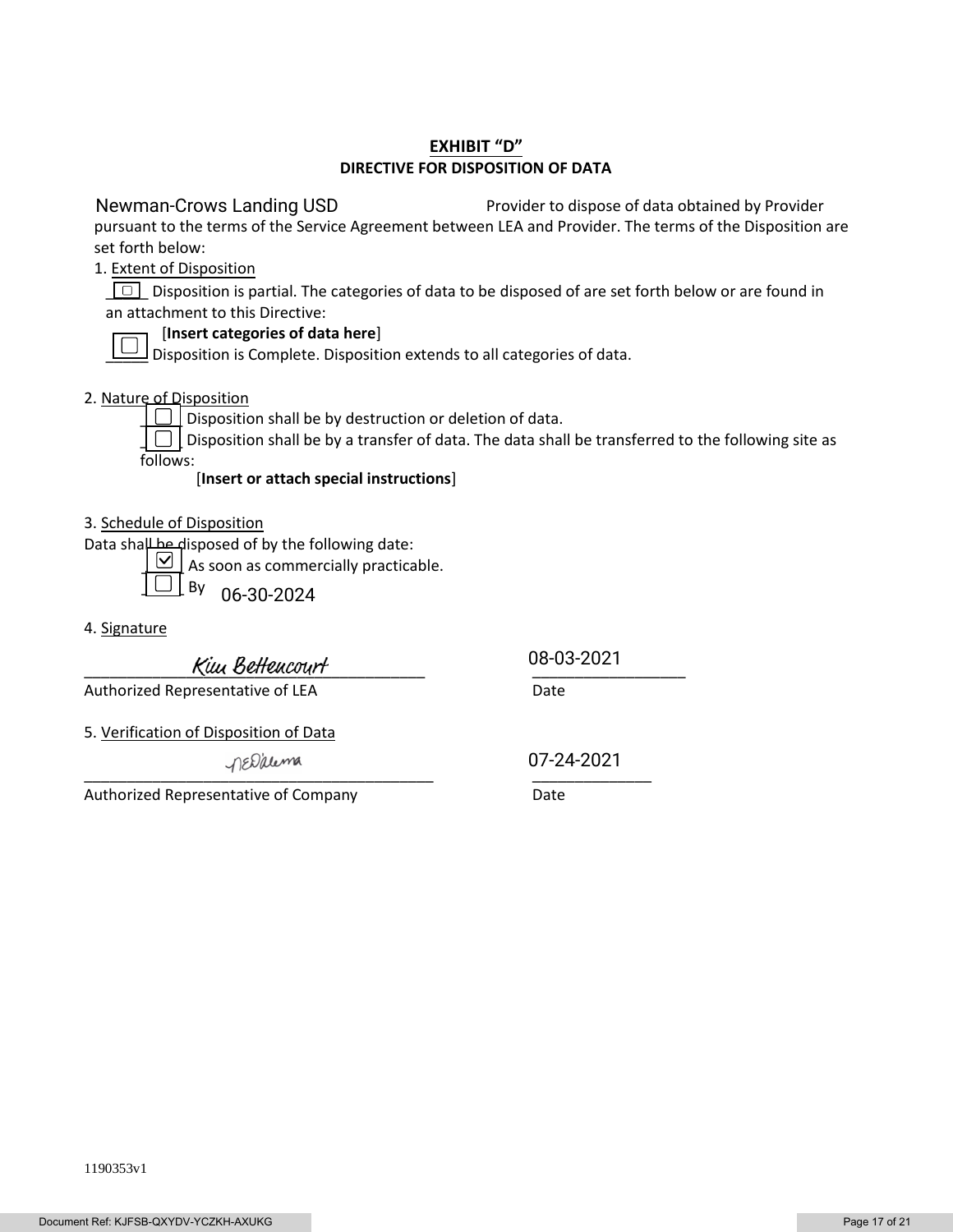## EXHIBIT "D"

### DIRECTIVE FOR DISPOSITION OF DATA

Newman-Crows Landing USD Provider to dispose of data obtained by Provider pursuant to the terms of the Service Agreement between LEA and Provider. The terms of the Disposition are set forth below:

1. Extent of Disposition

☐ Disposition is partial. The categories of data to be disposed of are set forth below or are found in an attachment to this Directive:

[**Insert categories of data here**]

☐ Disposition is Complete. Disposition extends to all categories of data.

2. Nature of Disposition

☐ Disposition shall be by destruction or deletion of data.

☐ Disposition shall be by a transfer of data. The data shall be transferred to the following site as follows:

[**Insert or attach special instructions**]

3. Schedule of Disposition

Data shall be disposed of by the following date:

☑ As soon as commercially practicable.

☐ By 06-30-2024

4. Signature

Kim Bettencourt 08-03-2021

Authorized Representative of LEA Date

5. Verification of Disposition of Data

NEDaleuma 07-24-2021

Authorized Representative of Company Date

1190353v1

Document Ref: KJFSB-QXYDV-YCZKH-AXUKG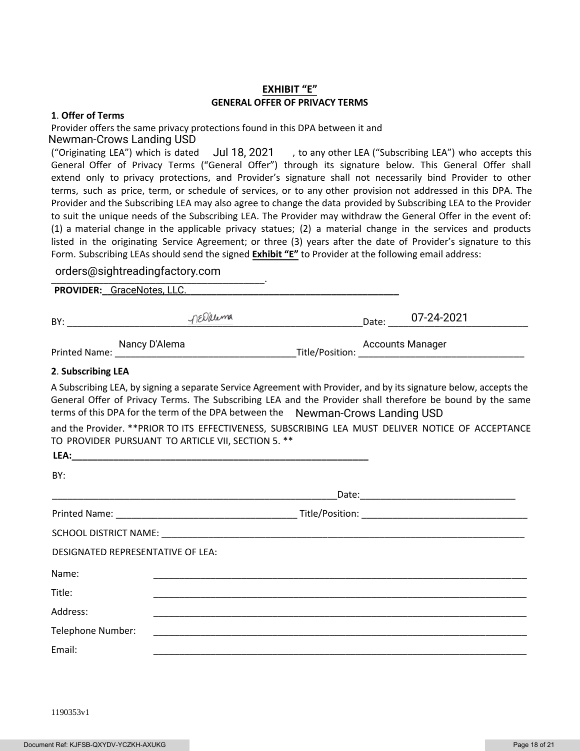# EXHIBIT "E"

## GENERAL OFFER OF PRIVACY TERMS

**1. Offer of Terms**

Provider offers the same privacy protections found in this DPA between it and Newman-Crows Landing USD ("Originating LEA") which is dated Jul 18, 2021, to any other LEA ("Subscribing LEA") who accepts this General Offer of Privacy Terms ("General Offer") through its signature below. This General Offer shall extend only to privacy protections, and Provider's signature shall not necessarily bind Provider to other terms, such as price, term, or schedule of services, or to any other provision not addressed in this DPA. The Provider and the Subscribing LEA may also agree to change the data provided by Subscribing LEA to the Provider to suit the unique needs of the Subscribing LEA. The Provider may withdraw the General Offer in the event of: (1) a material change in the applicable privacy statues; (2) a material change in the services and products listed in the originating Service Agreement; or three (3) years after the date of Provider's signature to this Form. Subscribing LEAs should send the signed **Exhibit "E"** to Provider at the following email address:

orders@sightreadingfactory.com.

**PROVIDER:** GraceNotes, LLC.

BY: NEDAlema Date: 07-24-2021

Printed Name: Nancy D'Alema Title/Position: Accounts Manager

**2. Subscribing LEA**

A Subscribing LEA, by signing a separate Service Agreement with Provider, and by its signature below, accepts the General Offer of Privacy Terms. The Subscribing LEA and the Provider shall therefore be bound by the same terms of this DPA for the term of the DPA between the Newman-Crows Landing USD and the Provider. **PRIOR TO ITS EFFECTIVENESS, SUBSCRIBING LEA MUST DELIVER NOTICE OF ACCEPTANCE TO PROVIDER PURSUANT TO ARTICLE VII, SECTION 5. **

**LEA:**\_\_\_\_\_\_\_\_\_\_\_\_\_\_\_\_\_\_\_\_\_\_\_\_\_\_\_\_\_\_\_\_

BY:

\_\_\_\_\_\_\_\_\_\_\_\_\_\_\_\_\_\_\_\_\_\_\_\_\_\_\_\_\_\_\_\_Date:\_\_\_\_\_\_\_\_\_\_\_\_\_\_\_\_\_\_

Printed Name: \_\_\_\_\_\_\_\_\_\_\_\_\_\_\_\_\_\_\_\_ Title/Position: \_\_\_\_\_\_\_\_\_\_\_\_\_\_\_\_\_\_\_\_

SCHOOL DISTRICT NAME: \_\_\_\_\_\_\_\_\_\_\_\_\_\_\_\_\_\_\_\_\_\_\_\_\_\_\_\_\_\_\_\_

DESIGNATED REPRESENTATIVE OF LEA:

Name: \_\_\_\_\_\_\_\_\_\_\_\_\_\_\_\_\_\_\_\_\_\_\_\_\_\_\_\_\_\_\_\_

Title: \_\_\_\_\_\_\_\_\_\_\_\_\_\_\_\_\_\_\_\_\_\_\_\_\_\_\_\_\_\_\_\_

Address: \_\_\_\_\_\_\_\_\_\_\_\_\_\_\_\_\_\_\_\_\_\_\_\_\_\_\_\_\_\_\_\_

Telephone Number: \_\_\_\_\_\_\_\_\_\_\_\_\_\_\_\_\_\_\_\_\_\_\_\_\_\_\_\_\_\_\_\_

Email: \_\_\_\_\_\_\_\_\_\_\_\_\_\_\_\_\_\_\_\_\_\_\_\_\_\_\_\_\_\_\_\_

1190353v1

Document Ref: KJFSB-QXYDV-YCZKH-AXUKG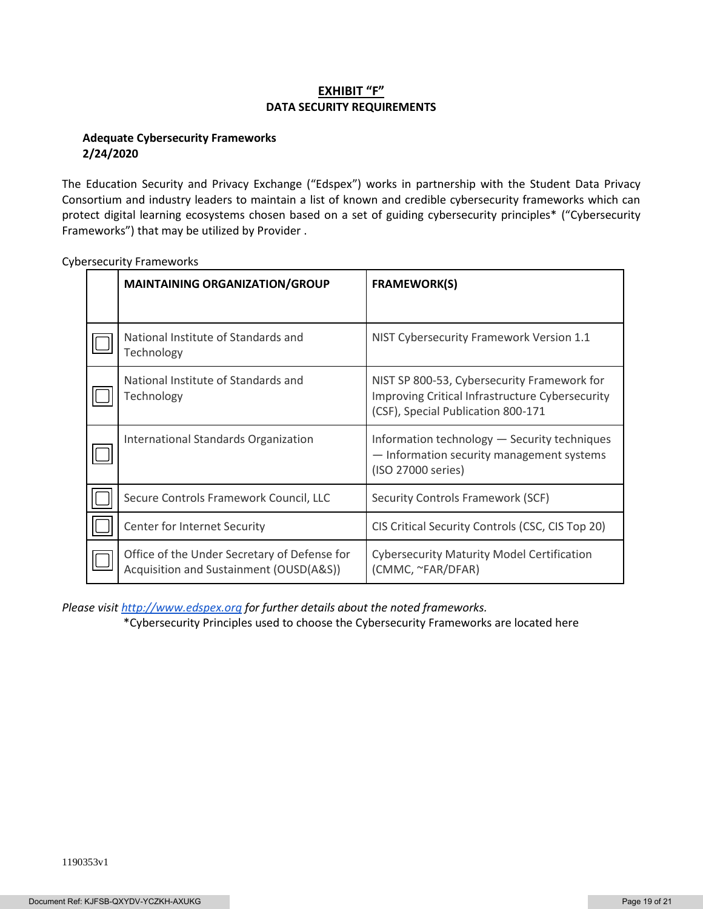## EXHIBIT "F"

### DATA SECURITY REQUIREMENTS

**Adequate Cybersecurity Frameworks**
**2/24/2020**

The Education Security and Privacy Exchange ("Edspex") works in partnership with the Student Data Privacy Consortium and industry leaders to maintain a list of known and credible cybersecurity frameworks which can protect digital learning ecosystems chosen based on a set of guiding cybersecurity principles* ("Cybersecurity Frameworks") that may be utilized by Provider .

Cybersecurity Frameworks

| | MAINTAINING ORGANIZATION/GROUP | FRAMEWORK(S) |
|---|---|---|
| ☐ | National Institute of Standards and Technology | NIST Cybersecurity Framework Version 1.1 |
| ☐ | National Institute of Standards and Technology | NIST SP 800-53, Cybersecurity Framework for Improving Critical Infrastructure Cybersecurity (CSF), Special Publication 800-171 |
| ☐ | International Standards Organization | Information technology — Security techniques — Information security management systems (ISO 27000 series) |
| ☐ | Secure Controls Framework Council, LLC | Security Controls Framework (SCF) |
| ☐ | Center for Internet Security | CIS Critical Security Controls (CSC, CIS Top 20) |
| ☐ | Office of the Under Secretary of Defense for Acquisition and Sustainment (OUSD(A&S)) | Cybersecurity Maturity Model Certification (CMMC, ~FAR/DFAR) |

*Please visit [http://www.edspex.org](http://www.edspex.org) for further details about the noted frameworks.*

*Cybersecurity Principles used to choose the Cybersecurity Frameworks are located here

1190353v1

Document Ref: KJFSB-QXYDV-YCZKH-AXUKG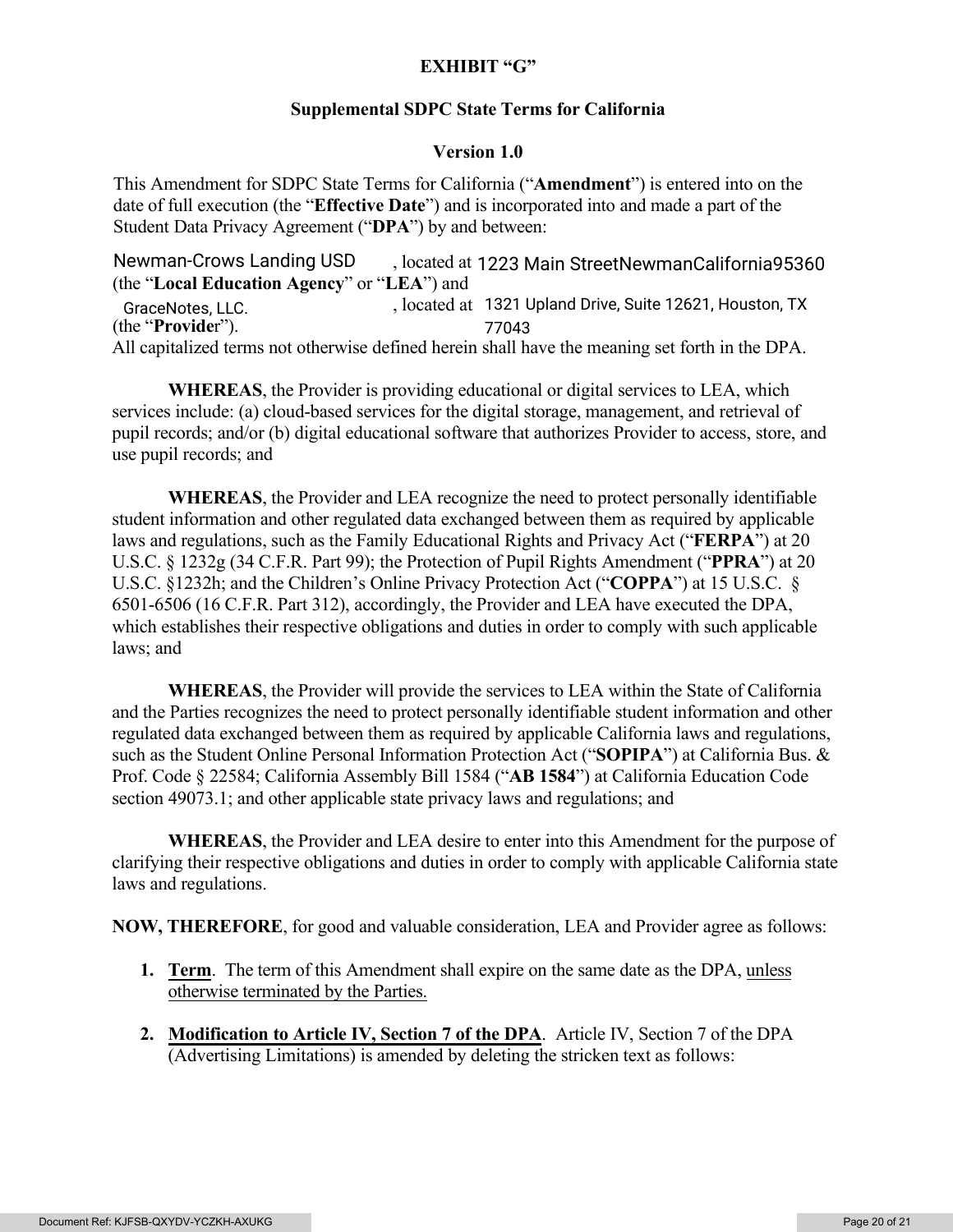**EXHIBIT "G"**

**Supplemental SDPC State Terms for California**

**Version 1.0**

This Amendment for SDPC State Terms for California ("**Amendment**") is entered into on the date of full execution (the "**Effective Date**") and is incorporated into and made a part of the Student Data Privacy Agreement ("**DPA**") by and between:

Newman-Crows Landing USD, located at 1223 Main StreetNewmanCalifornia95360 (the "**Local Education Agency**" or "**LEA**") and GraceNotes, LLC., located at 1321 Upland Drive, Suite 12621, Houston, TX 77043 (the "**Provider**").

All capitalized terms not otherwise defined herein shall have the meaning set forth in the DPA.

**WHEREAS**, the Provider is providing educational or digital services to LEA, which services include: (a) cloud-based services for the digital storage, management, and retrieval of pupil records; and/or (b) digital educational software that authorizes Provider to access, store, and use pupil records; and

**WHEREAS**, the Provider and LEA recognize the need to protect personally identifiable student information and other regulated data exchanged between them as required by applicable laws and regulations, such as the Family Educational Rights and Privacy Act ("**FERPA**") at 20 U.S.C. § 1232g (34 C.F.R. Part 99); the Protection of Pupil Rights Amendment ("**PPRA**") at 20 U.S.C. §1232h; and the Children's Online Privacy Protection Act ("**COPPA**") at 15 U.S.C. § 6501-6506 (16 C.F.R. Part 312), accordingly, the Provider and LEA have executed the DPA, which establishes their respective obligations and duties in order to comply with such applicable laws; and

**WHEREAS**, the Provider will provide the services to LEA within the State of California and the Parties recognizes the need to protect personally identifiable student information and other regulated data exchanged between them as required by applicable California laws and regulations, such as the Student Online Personal Information Protection Act ("**SOPIPA**") at California Bus. & Prof. Code § 22584; California Assembly Bill 1584 ("**AB 1584**") at California Education Code section 49073.1; and other applicable state privacy laws and regulations; and

**WHEREAS**, the Provider and LEA desire to enter into this Amendment for the purpose of clarifying their respective obligations and duties in order to comply with applicable California state laws and regulations.

**NOW, THEREFORE**, for good and valuable consideration, LEA and Provider agree as follows:

1. **Term**. The term of this Amendment shall expire on the same date as the DPA, unless otherwise terminated by the Parties.

2. **Modification to Article IV, Section 7 of the DPA**. Article IV, Section 7 of the DPA (Advertising Limitations) is amended by deleting the stricken text as follows: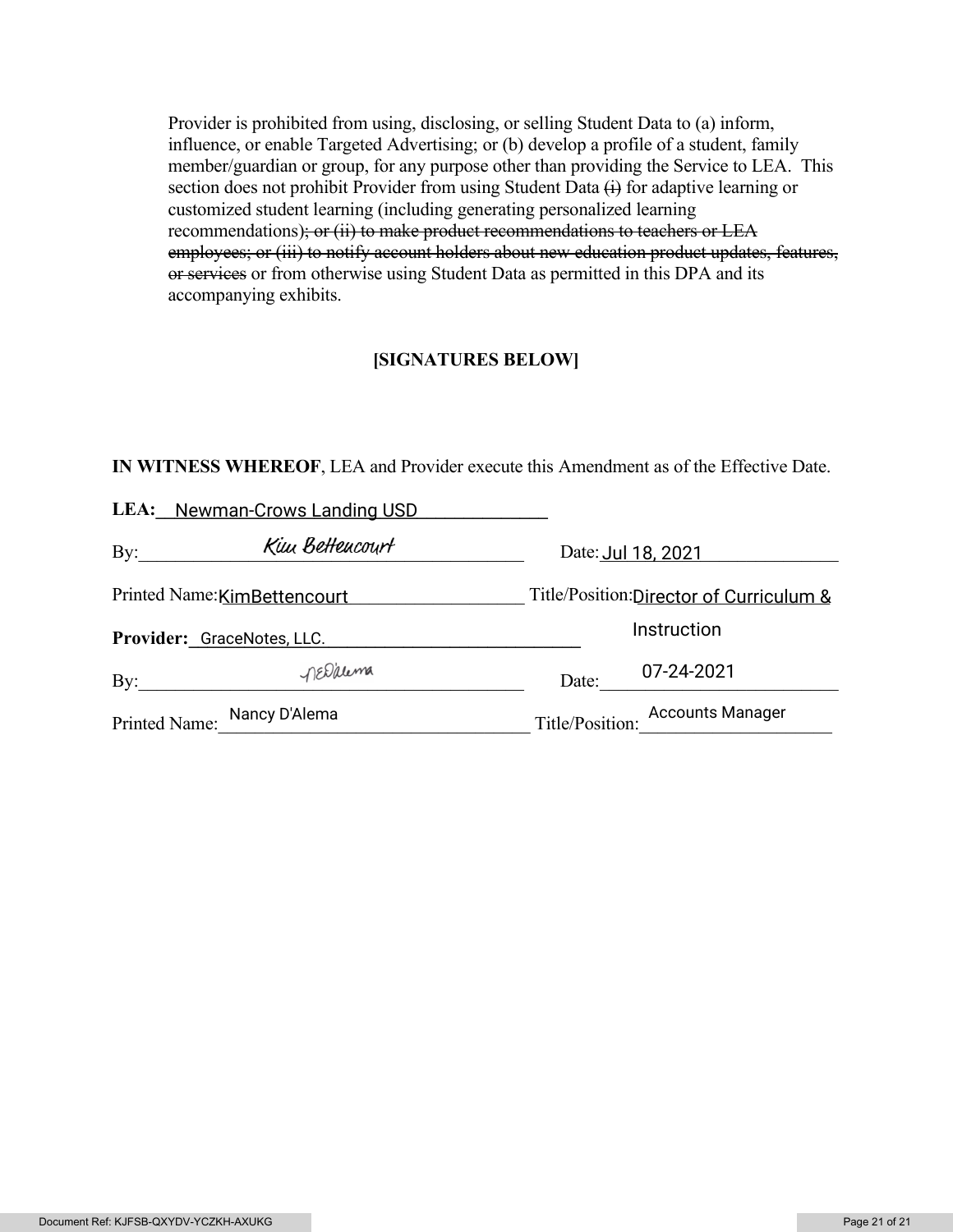Provider is prohibited from using, disclosing, or selling Student Data to (a) inform, influence, or enable Targeted Advertising; or (b) develop a profile of a student, family member/guardian or group, for any purpose other than providing the Service to LEA. This section does not prohibit Provider from using Student Data ~~(i)~~ for adaptive learning or customized student learning (including generating personalized learning recommendations)~~; or (ii) to make product recommendations to teachers or LEA employees; or (iii) to notify account holders about new education product updates, features, or services~~ or from otherwise using Student Data as permitted in this DPA and its accompanying exhibits.

**[SIGNATURES BELOW]**

**IN WITNESS WHEREOF**, LEA and Provider execute this Amendment as of the Effective Date.

**LEA:** Newman-Crows Landing USD

By: *Kim Bettencourt* Date: Jul 18, 2021

Printed Name: KimBettencourt Title/Position: Director of Curriculum & Instruction

**Provider:** GraceNotes, LLC.

By: *NED'Alema* Date: 07-24-2021

Printed Name: Nancy D'Alema Title/Position: Accounts Manager

Document Ref: KJFSB-QXYDV-YCZKH-AXUKG